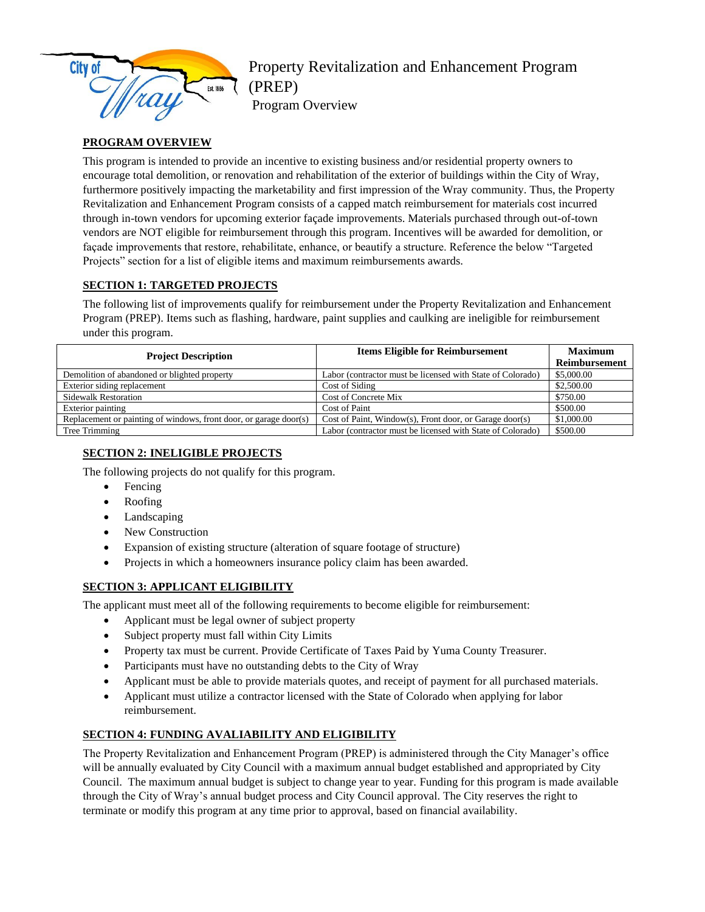# Property Revitalization and Enhancement Program (PREP)

Program Overview

## PROGRAM OVERVIEW

This program is intended to provide an incentive to existing business and/or residential property owners to encourage total demolition, or renovation and rehabilitation of the exterior of buildings within the City of Wray, furthermore positively impacting the marketability and first impression of the Wray community. Thus, the Property Revitalization and Enhancement Program consists of a capped match reimbursement for materials cost incurred through in-town vendors for upcoming exterior façade improvements. Materials purchased through out-of-town vendors are NOT eligible for reimbursement through this program. Incentives will be awarded for demolition, or façade improvements that restore, rehabilitate, enhance, or beautify a structure. Reference the below "Targeted Projects" section for a list of eligible items and maximum reimbursements awards.

## SECTION 1: TARGETED PROJECTS

The following list of improvements qualify for reimbursement under the Property Revitalization and Enhancement Program (PREP). Items such as flashing, hardware, paint supplies and caulking are ineligible for reimbursement under this program.

| Project Description | Items Eligible for Reimbursement | Maximum Reimbursement |
|---|---|---|
| Demolition of abandoned or blighted property | Labor (contractor must be licensed with State of Colorado) | $5,000.00 |
| Exterior siding replacement | Cost of Siding | $2,500.00 |
| Sidewalk Restoration | Cost of Concrete Mix | $750.00 |
| Exterior painting | Cost of Paint | $500.00 |
| Replacement or painting of windows, front door, or garage door(s) | Cost of Paint, Window(s), Front door, or Garage door(s) | $1,000.00 |
| Tree Trimming | Labor (contractor must be licensed with State of Colorado) | $500.00 |

## SECTION 2: INELIGIBLE PROJECTS

The following projects do not qualify for this program.

- Fencing
- Roofing
- Landscaping
- New Construction
- Expansion of existing structure (alteration of square footage of structure)
- Projects in which a homeowners insurance policy claim has been awarded.

## SECTION 3: APPLICANT ELIGIBILITY

The applicant must meet all of the following requirements to become eligible for reimbursement:

- Applicant must be legal owner of subject property
- Subject property must fall within City Limits
- Property tax must be current. Provide Certificate of Taxes Paid by Yuma County Treasurer.
- Participants must have no outstanding debts to the City of Wray
- Applicant must be able to provide materials quotes, and receipt of payment for all purchased materials.
- Applicant must utilize a contractor licensed with the State of Colorado when applying for labor reimbursement.

## SECTION 4: FUNDING AVALIABILITY AND ELIGIBILITY

The Property Revitalization and Enhancement Program (PREP) is administered through the City Manager's office will be annually evaluated by City Council with a maximum annual budget established and appropriated by City Council. The maximum annual budget is subject to change year to year. Funding for this program is made available through the City of Wray's annual budget process and City Council approval. The City reserves the right to terminate or modify this program at any time prior to approval, based on financial availability.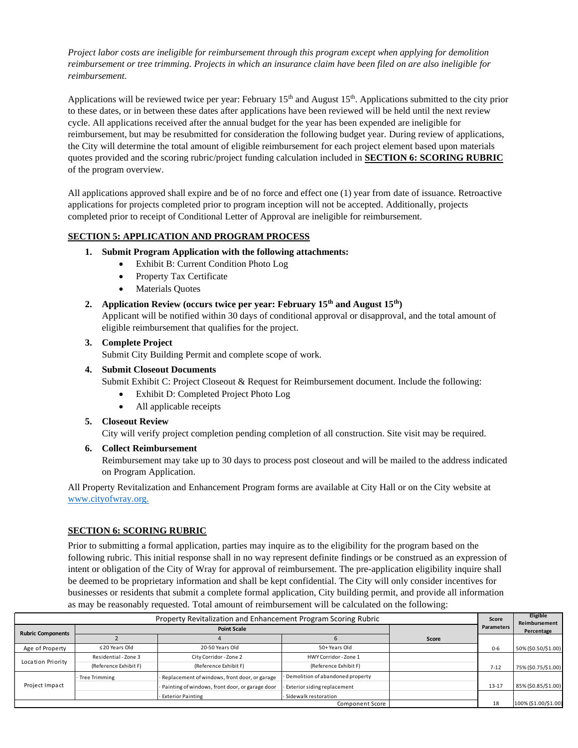*Project labor costs are ineligible for reimbursement through this program except when applying for demolition reimbursement or tree trimming. Projects in which an insurance claim have been filed on are also ineligible for reimbursement.*

Applications will be reviewed twice per year: February 15th and August 15th. Applications submitted to the city prior to these dates, or in between these dates after applications have been reviewed will be held until the next review cycle. All applications received after the annual budget for the year has been expended are ineligible for reimbursement, but may be resubmitted for consideration the following budget year. During review of applications, the City will determine the total amount of eligible reimbursement for each project element based upon materials quotes provided and the scoring rubric/project funding calculation included in **SECTION 6: SCORING RUBRIC** of the program overview.

All applications approved shall expire and be of no force and effect one (1) year from date of issuance. Retroactive applications for projects completed prior to program inception will not be accepted. Additionally, projects completed prior to receipt of Conditional Letter of Approval are ineligible for reimbursement.

## SECTION 5: APPLICATION AND PROGRAM PROCESS

1. **Submit Program Application with the following attachments:**
   - Exhibit B: Current Condition Photo Log
   - Property Tax Certificate
   - Materials Quotes
2. **Application Review (occurs twice per year: February 15th and August 15th)**
   Applicant will be notified within 30 days of conditional approval or disapproval, and the total amount of eligible reimbursement that qualifies for the project.
3. **Complete Project**
   Submit City Building Permit and complete scope of work.
4. **Submit Closeout Documents**
   Submit Exhibit C: Project Closeout & Request for Reimbursement document. Include the following:
   - Exhibit D: Completed Project Photo Log
   - All applicable receipts
5. **Closeout Review**
   City will verify project completion pending completion of all construction. Site visit may be required.
6. **Collect Reimbursement**
   Reimbursement may take up to 30 days to process post closeout and will be mailed to the address indicated on Program Application.

All Property Revitalization and Enhancement Program forms are available at City Hall or on the City website at www.cityofwray.org.

## SECTION 6: SCORING RUBRIC

Prior to submitting a formal application, parties may inquire as to the eligibility for the program based on the following rubric. This initial response shall in no way represent definite findings or be construed as an expression of intent or obligation of the City of Wray for approval of reimbursement. The pre-application eligibility inquire shall be deemed to be proprietary information and shall be kept confidential. The City will only consider incentives for businesses or residents that submit a complete formal application, City building permit, and provide all information as may be reasonably requested. Total amount of reimbursement will be calculated on the following:

| Property Revitalization and Enhancement Program Scoring Rubric | | | | | Score Parameters | Eligible Reimbursement Percentage |
|---|---|---|---|---|---|---|
| Rubric Components | Point Scale | | | | | |
| | 2 | 4 | 6 | Score | | |
| Age of Property | ≤20 Years Old | 20-50 Years Old | 50+ Years Old | | 0-6 | 50% ($0.50/$1.00) |
| Location Priority | Residential - Zone 3 (Reference Exhibit F) | City Corridor - Zone 2 (Reference Exhibit F) | HWY Corridor - Zone 1 (Reference Exhibit F) | | 7-12 | 75% ($0.75/$1.00) |
| Project Impact | · Tree Trimming | · Replacement of windows, front door, or garage<br>· Painting of windows, front door, or garage door<br>· Exterior Painting | · Demolition of abandoned property<br>· Exterior siding replacement<br>· Sidewalk restoration | | 13-17 | 85% ($0.85/$1.00) |
| | | | Component Score | | 18 | 100% ($1.00/$1.00) |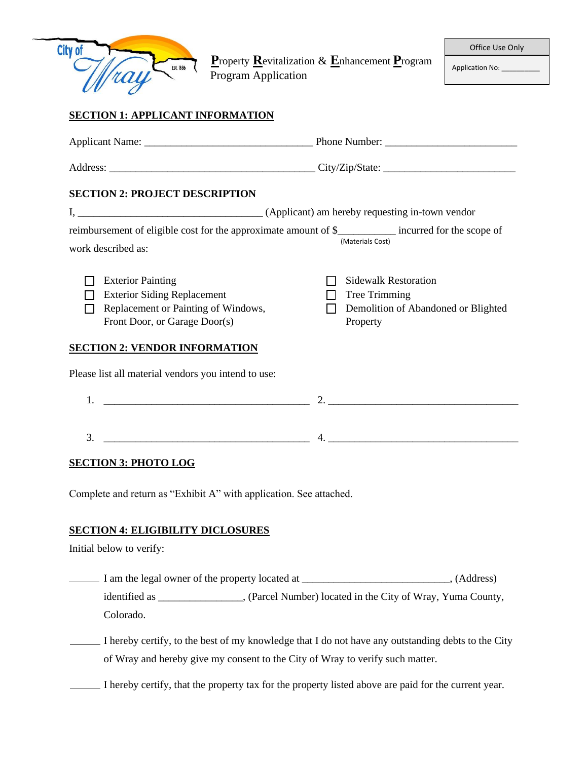City of Wray Est. 1886

**P**roperty **R**evitalization & **E**nhancement **P**rogram
Program Application

| Office Use Only |
|---|
| Application No: __________ |

## SECTION 1: APPLICANT INFORMATION

Applicant Name: ________________________________ Phone Number: ________________________

Address: _______________________________________ City/Zip/State: _________________________

## SECTION 2: PROJECT DESCRIPTION

I, ___________________________________ (Applicant) am hereby requesting in-town vendor reimbursement of eligible cost for the approximate amount of $___________ (Materials Cost) incurred for the scope of work described as:

- ☐ Exterior Painting
- ☐ Exterior Siding Replacement
- ☐ Replacement or Painting of Windows, Front Door, or Garage Door(s)
- ☐ Sidewalk Restoration
- ☐ Tree Trimming
- ☐ Demolition of Abandoned or Blighted Property

## SECTION 2: VENDOR INFORMATION

Please list all material vendors you intend to use:

1. _______________________________________ 2. ____________________________________

3. _______________________________________ 4. ____________________________________

## SECTION 3: PHOTO LOG

Complete and return as "Exhibit A" with application. See attached.

## SECTION 4: ELIGIBILITY DICLOSURES

Initial below to verify:

______ I am the legal owner of the property located at ____________________________, (Address) identified as ________________, (Parcel Number) located in the City of Wray, Yuma County, Colorado.

______ I hereby certify, to the best of my knowledge that I do not have any outstanding debts to the City of Wray and hereby give my consent to the City of Wray to verify such matter.

______ I hereby certify, that the property tax for the property listed above are paid for the current year.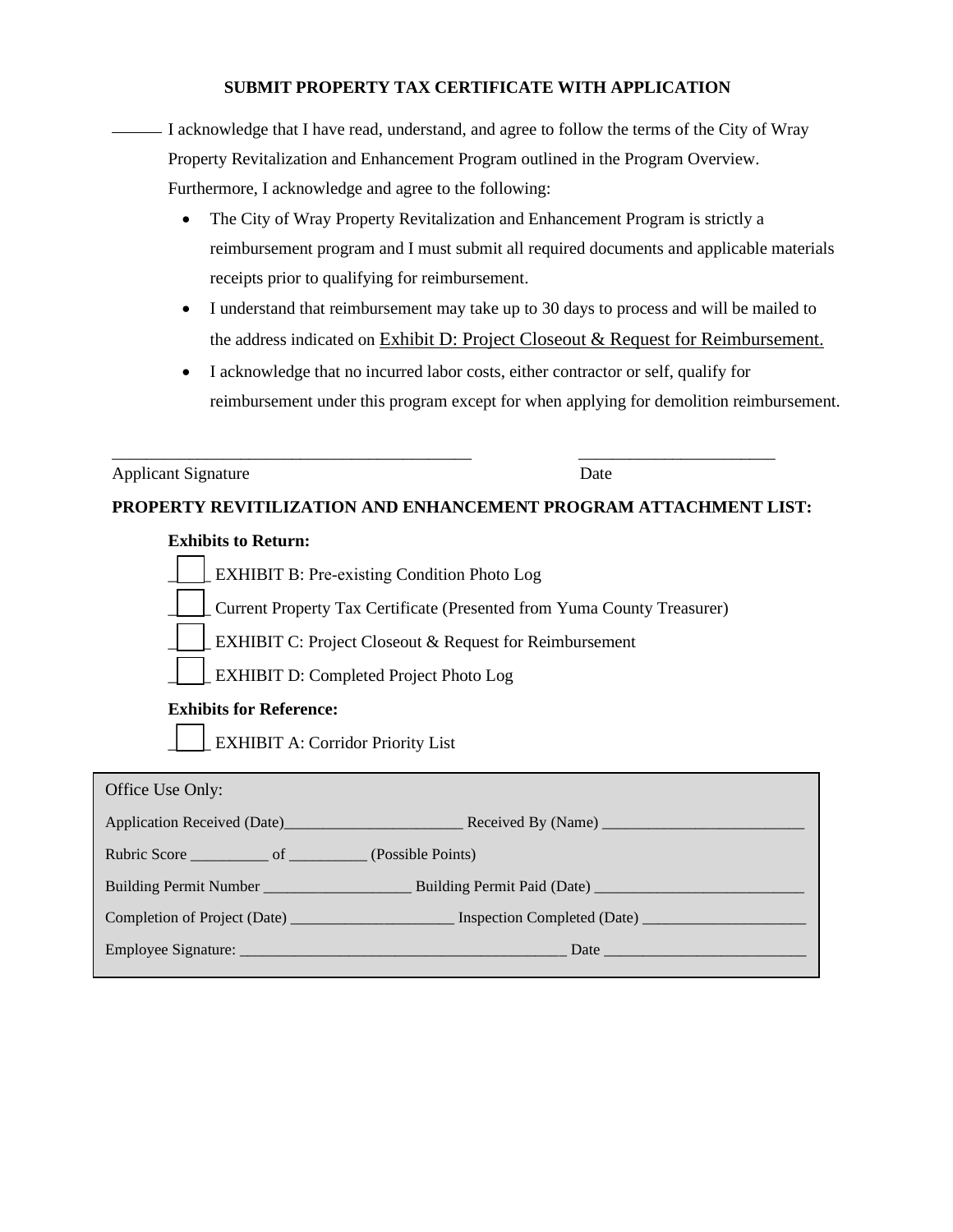**SUBMIT PROPERTY TAX CERTIFICATE WITH APPLICATION**

______ I acknowledge that I have read, understand, and agree to follow the terms of the City of Wray Property Revitalization and Enhancement Program outlined in the Program Overview. Furthermore, I acknowledge and agree to the following:

- The City of Wray Property Revitalization and Enhancement Program is strictly a reimbursement program and I must submit all required documents and applicable materials receipts prior to qualifying for reimbursement.
- I understand that reimbursement may take up to 30 days to process and will be mailed to the address indicated on Exhibit D: Project Closeout & Request for Reimbursement.
- I acknowledge that no incurred labor costs, either contractor or self, qualify for reimbursement under this program except for when applying for demolition reimbursement.

_____________________________________________ ________________________

Applicant Signature Date

**PROPERTY REVITILIZATION AND ENHANCEMENT PROGRAM ATTACHMENT LIST:**

**Exhibits to Return:**

- ☐ EXHIBIT B: Pre-existing Condition Photo Log
- ☐ Current Property Tax Certificate (Presented from Yuma County Treasurer)
- ☐ EXHIBIT C: Project Closeout & Request for Reimbursement
- ☐ EXHIBIT D: Completed Project Photo Log

**Exhibits for Reference:**

- ☐ EXHIBIT A: Corridor Priority List

Office Use Only:

Application Received (Date)_______________________ Received By (Name) __________________________

Rubric Score __________ of __________ (Possible Points)

Building Permit Number ___________________ Building Permit Paid (Date) ___________________________

Completion of Project (Date) _____________________ Inspection Completed (Date) _____________________

Employee Signature: __________________________________________ Date __________________________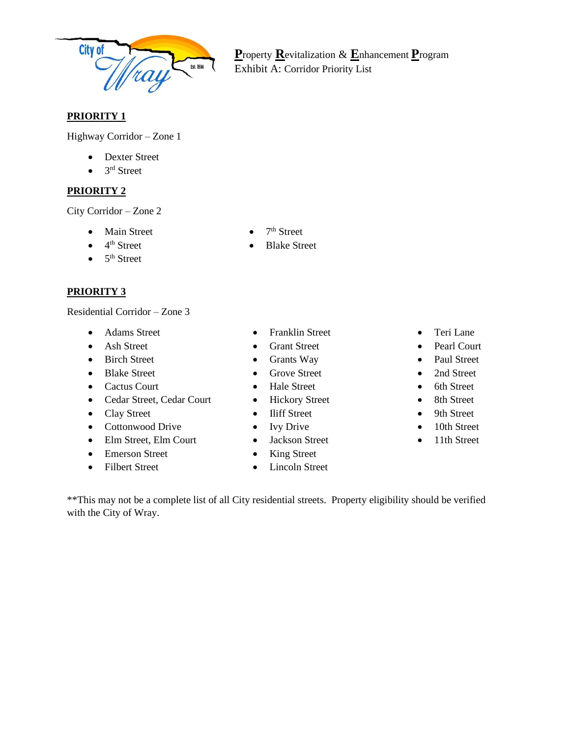**P**roperty **R**evitalization & **E**nhancement **P**rogram
Exhibit A: Corridor Priority List

## PRIORITY 1

Highway Corridor – Zone 1

- Dexter Street
- 3rd Street

## PRIORITY 2

City Corridor – Zone 2

- Main Street
- 4th Street
- 5th Street
- 7th Street
- Blake Street

## PRIORITY 3

Residential Corridor – Zone 3

- Adams Street
- Ash Street
- Birch Street
- Blake Street
- Cactus Court
- Cedar Street, Cedar Court
- Clay Street
- Cottonwood Drive
- Elm Street, Elm Court
- Emerson Street
- Filbert Street
- Franklin Street
- Grant Street
- Grants Way
- Grove Street
- Hale Street
- Hickory Street
- Iliff Street
- Ivy Drive
- Jackson Street
- King Street
- Lincoln Street
- Teri Lane
- Pearl Court
- Paul Street
- 2nd Street
- 6th Street
- 8th Street
- 9th Street
- 10th Street
- 11th Street

**This may not be a complete list of all City residential streets. Property eligibility should be verified with the City of Wray.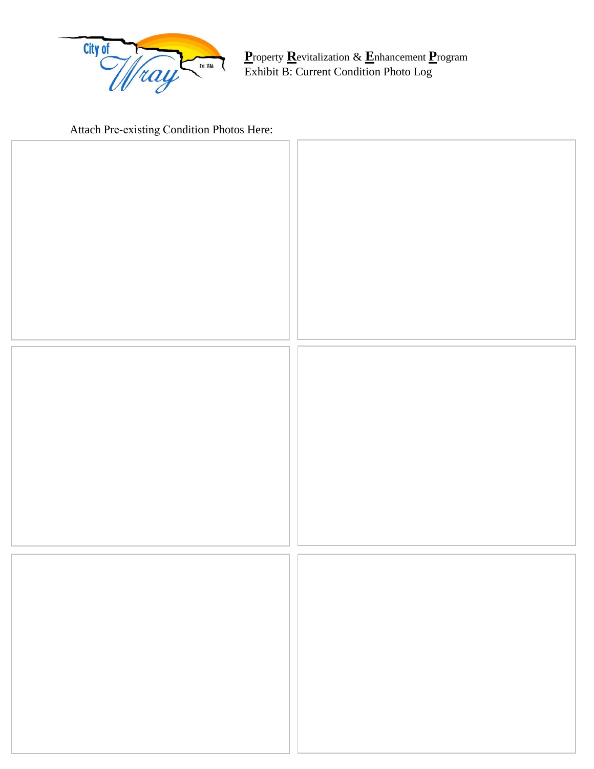**P**roperty **R**evitalization & **E**nhancement **P**rogram
Exhibit B: Current Condition Photo Log

Attach Pre-existing Condition Photos Here: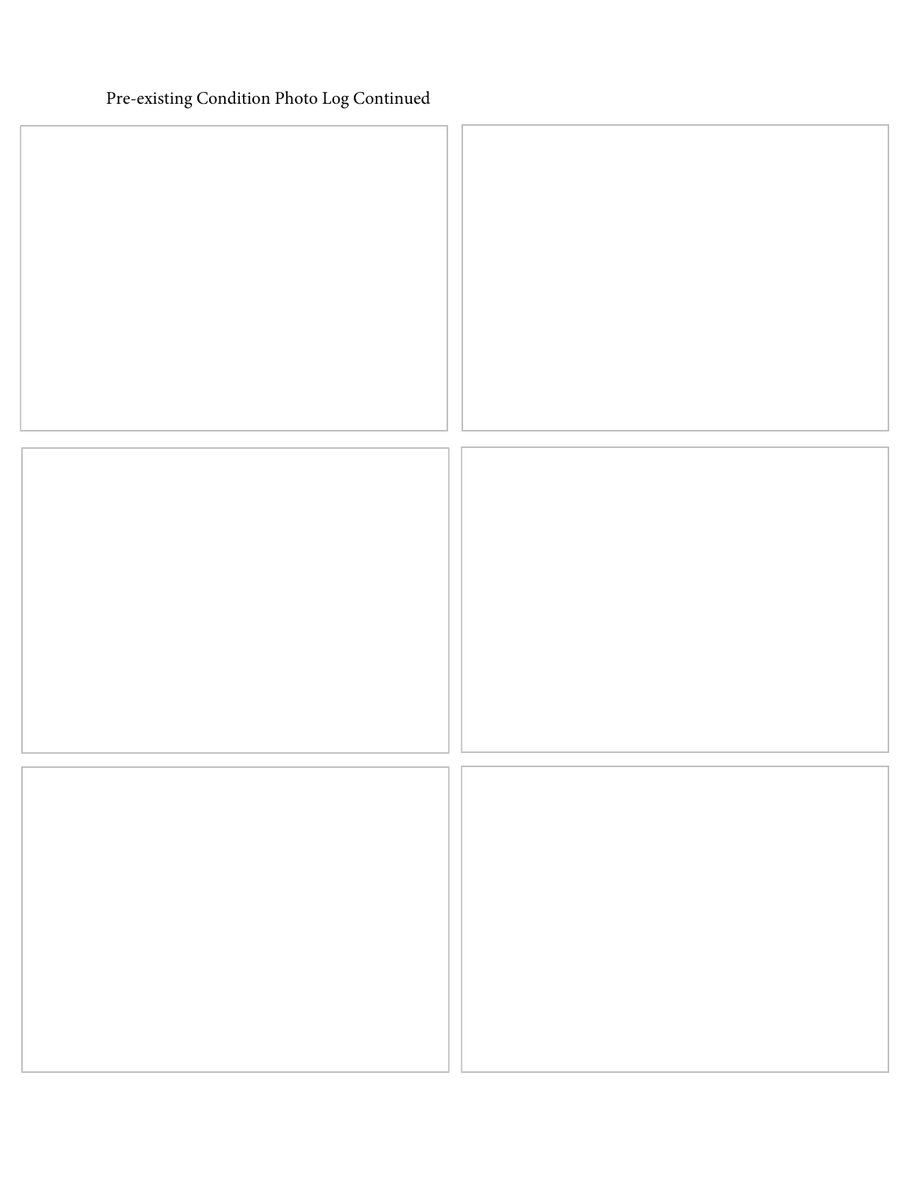Pre-existing Condition Photo Log Continued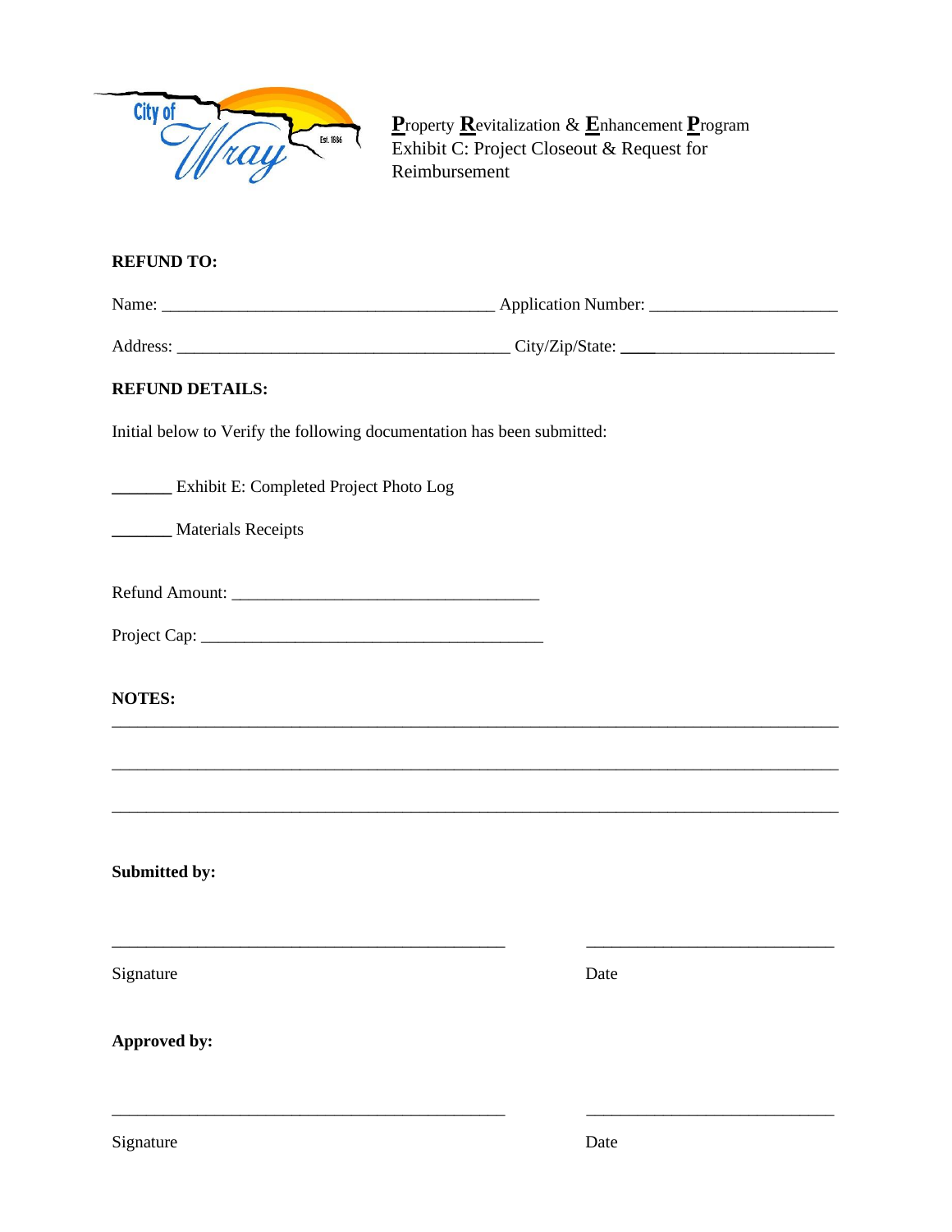**P**roperty **R**evitalization & **E**nhancement **P**rogram
Exhibit C: Project Closeout & Request for Reimbursement

**REFUND TO:**

Name: ________________________________________ Application Number: ______________________

Address: ________________________________________ City/Zip/State: ________________________

**REFUND DETAILS:**

Initial below to Verify the following documentation has been submitted:

_______ Exhibit E: Completed Project Photo Log

_______ Materials Receipts

Refund Amount: ____________________________________

Project Cap: __________________________________________

**NOTES:**

________________________________________________________________________________

________________________________________________________________________________

________________________________________________________________________________

**Submitted by:**

_______________________________________________ _____________________________

Signature Date

**Approved by:**

_______________________________________________ _____________________________

Signature Date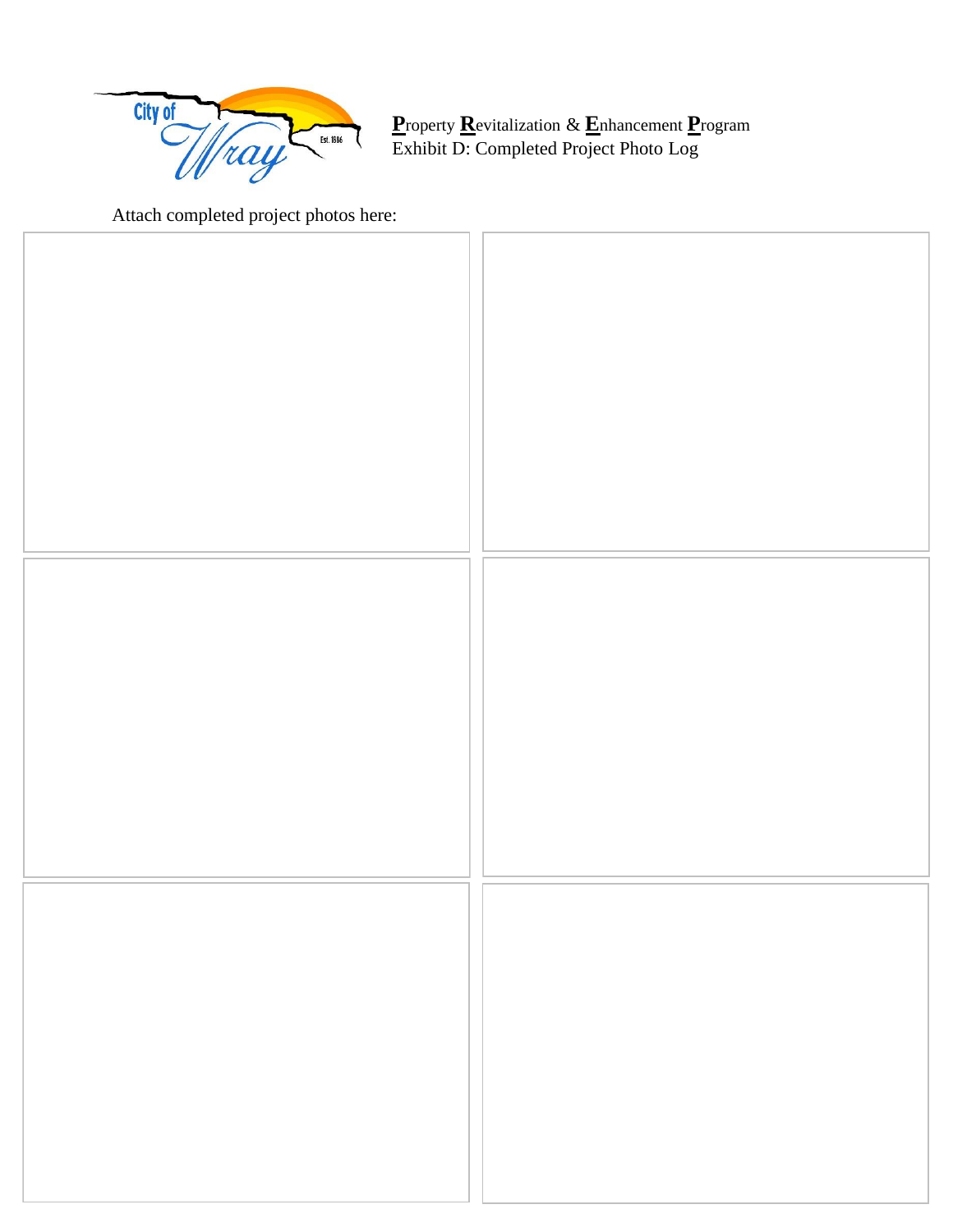**P**roperty **R**evitalization & **E**nhancement **P**rogram
Exhibit D: Completed Project Photo Log

Attach completed project photos here: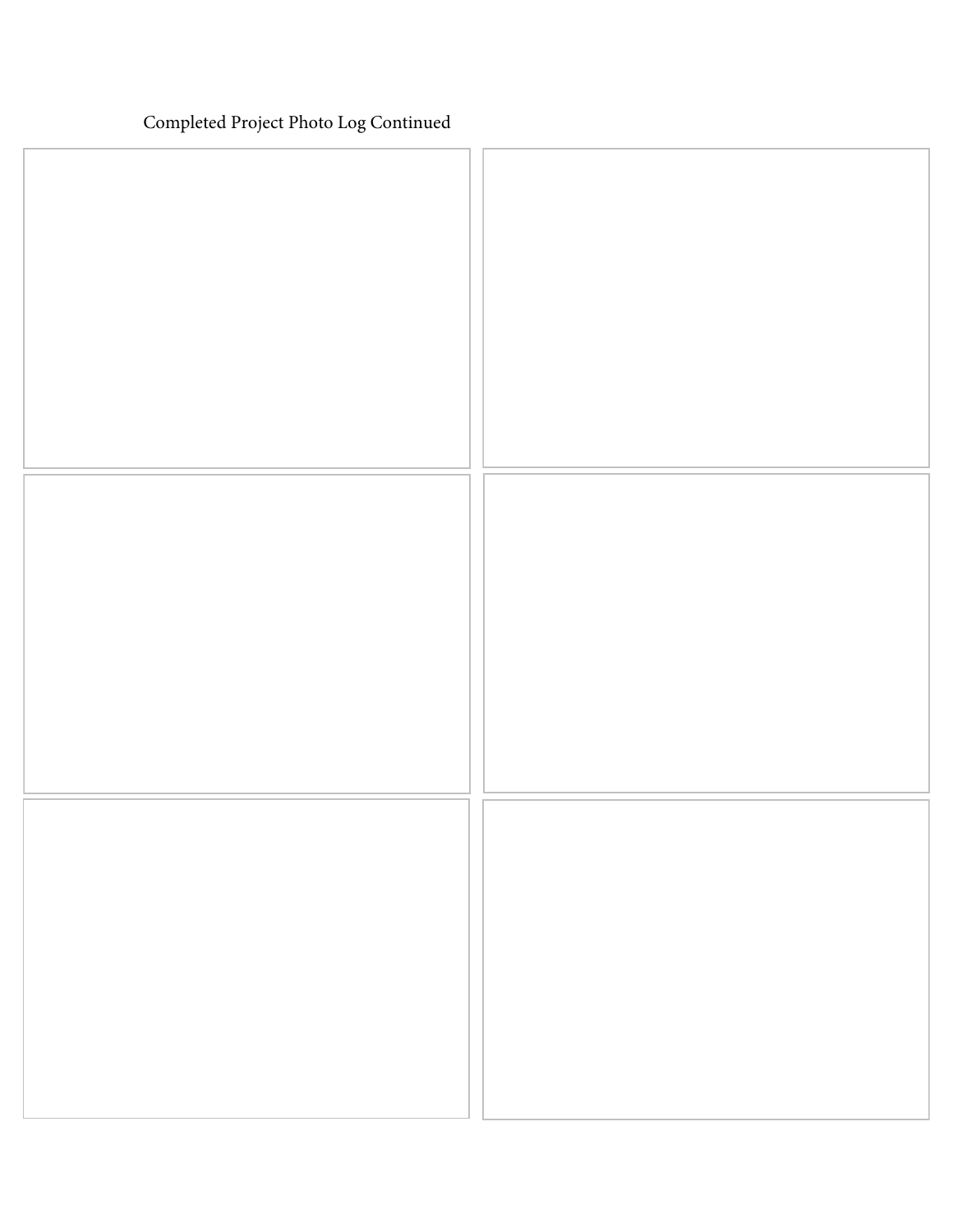Completed Project Photo Log Continued